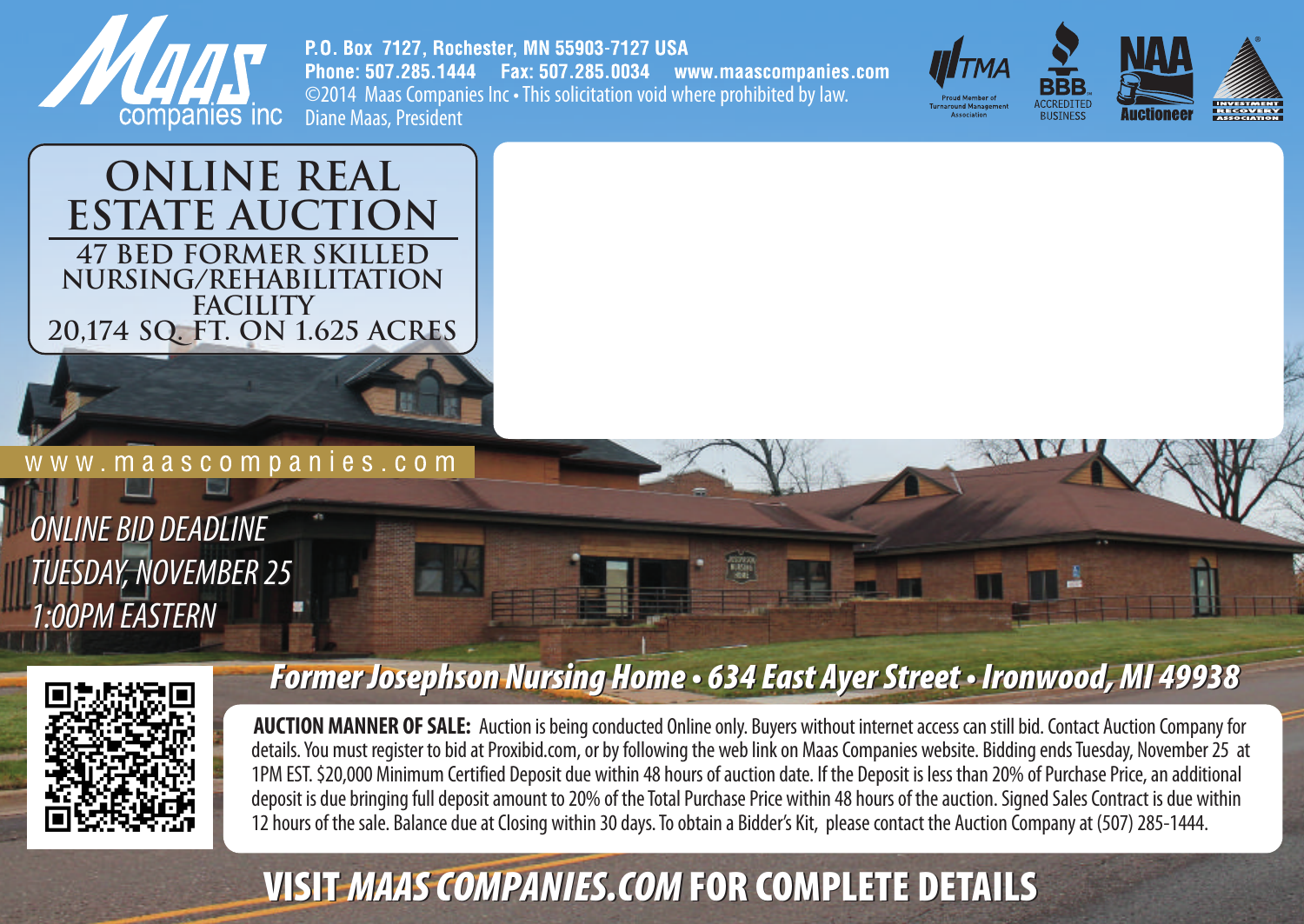Maas companies inc

**P.O. Box 7127, Rochester, MN 55903-7127 USA**
**Phone: 507.285.1444 Fax: 507.285.0034 www.maascompanies.com**
©2014 Maas Companies Inc • This solicitation void where prohibited by law.
Diane Maas, President

TMA Proud Member of Turnaround Management Association · BBB Accredited Business · NAA Auctioneer · Investment Recovery Association

# ONLINE REAL ESTATE AUCTION

## 47 BED FORMER SKILLED NURSING/REHABILITATION FACILITY
## 20,174 SQ. FT. ON 1.625 ACRES

www.maascompanies.com

*ONLINE BID DEADLINE*
*TUESDAY, NOVEMBER 25*
*1:00PM EASTERN*

## *Former Josephson Nursing Home • 634 East Ayer Street • Ironwood, MI 49938*

**AUCTION MANNER OF SALE:** Auction is being conducted Online only. Buyers without internet access can still bid. Contact Auction Company for details. You must register to bid at Proxibid.com, or by following the web link on Maas Companies website. Bidding ends Tuesday, November 25 at 1PM EST. $20,000 Minimum Certified Deposit due within 48 hours of auction date. If the Deposit is less than 20% of Purchase Price, an additional deposit is due bringing full deposit amount to 20% of the Total Purchase Price within 48 hours of the auction. Signed Sales Contract is due within 12 hours of the sale. Balance due at Closing within 30 days. To obtain a Bidder's Kit, please contact the Auction Company at (507) 285-1444.

## VISIT *MAAS COMPANIES.COM* FOR COMPLETE DETAILS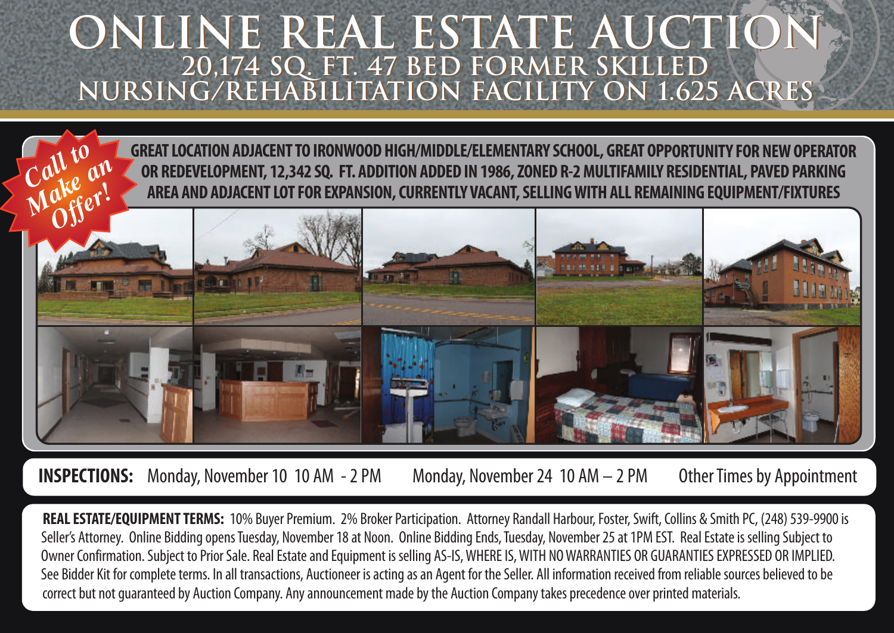# ONLINE REAL ESTATE AUCTION

## 20,174 SQ. FT. 47 BED FORMER SKILLED NURSING/REHABILITATION FACILITY ON 1.625 ACRES

*Call to Make an Offer!*

**GREAT LOCATION ADJACENT TO IRONWOOD HIGH/MIDDLE/ELEMENTARY SCHOOL, GREAT OPPORTUNITY FOR NEW OPERATOR OR REDEVELOPMENT, 12,342 SQ. FT. ADDITION ADDED IN 1986, ZONED R-2 MULTIFAMILY RESIDENTIAL, PAVED PARKING AREA AND ADJACENT LOT FOR EXPANSION, CURRENTLY VACANT, SELLING WITH ALL REMAINING EQUIPMENT/FIXTURES**

**INSPECTIONS:** Monday, November 10 10 AM - 2 PM  Monday, November 24 10 AM – 2 PM  Other Times by Appointment

**REAL ESTATE/EQUIPMENT TERMS:** 10% Buyer Premium. 2% Broker Participation. Attorney Randall Harbour, Foster, Swift, Collins & Smith PC, (248) 539-9900 is Seller's Attorney. Online Bidding opens Tuesday, November 18 at Noon. Online Bidding Ends, Tuesday, November 25 at 1PM EST. Real Estate is selling Subject to Owner Confirmation. Subject to Prior Sale. Real Estate and Equipment is selling AS-IS, WHERE IS, WITH NO WARRANTIES OR GUARANTIES EXPRESSED OR IMPLIED. See Bidder Kit for complete terms. In all transactions, Auctioneer is acting as an Agent for the Seller. All information received from reliable sources believed to be correct but not guaranteed by Auction Company. Any announcement made by the Auction Company takes precedence over printed materials.